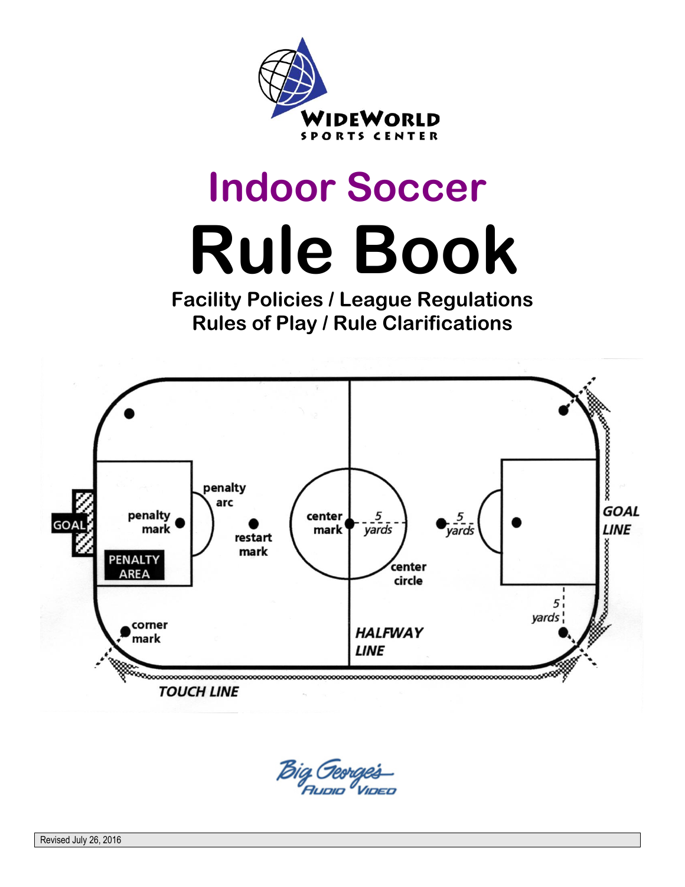WideWorld Sports Center

# Indoor Soccer

# Rule Book

## Facility Policies / League Regulations
## Rules of Play / Rule Clarifications

GOAL

penalty mark

PENALTY AREA

penalty arc

restart mark

center mark

5 yards

center circle

5 yards

GOAL LINE

5 yards

corner mark

HALFWAY LINE

TOUCH LINE

Big George's Audio Video

Revised July 26, 2016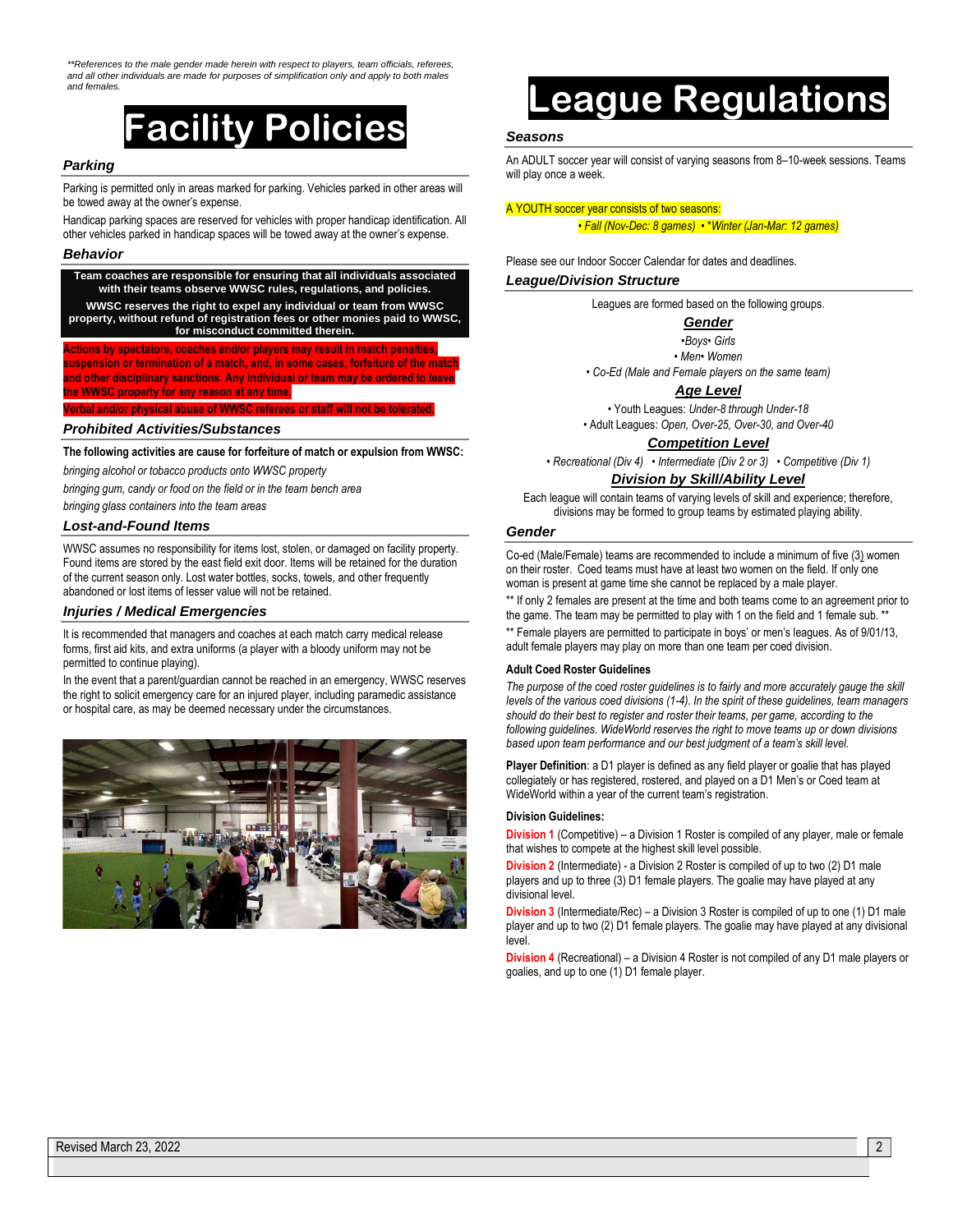*\*\*References to the male gender made herein with respect to players, team officials, referees, and all other individuals are made for purposes of simplification only and apply to both males and females.*

# Facility Policies

### Parking

Parking is permitted only in areas marked for parking. Vehicles parked in other areas will be towed away at the owner's expense.

Handicap parking spaces are reserved for vehicles with proper handicap identification. All other vehicles parked in handicap spaces will be towed away at the owner's expense.

### Behavior

**Team coaches are responsible for ensuring that all individuals associated with their teams observe WWSC rules, regulations, and policies.**

**WWSC reserves the right to expel any individual or team from WWSC property, without refund of registration fees or other monies paid to WWSC, for misconduct committed therein.**

**Actions by spectators, coaches and/or players may result in match penalties, suspension or termination of a match, and, in some cases, forfeiture of the match and other disciplinary sanctions. Any individual or team may be ordered to leave the WWSC property for any reason at any time.**

**Verbal and/or physical abuse of WWSC referees or staff will not be tolerated.**

### Prohibited Activities/Substances

**The following activities are cause for forfeiture of match or expulsion from WWSC:**

*bringing alcohol or tobacco products onto WWSC property*

*bringing gum, candy or food on the field or in the team bench area*

*bringing glass containers into the team areas*

### Lost-and-Found Items

WWSC assumes no responsibility for items lost, stolen, or damaged on facility property. Found items are stored by the east field exit door. Items will be retained for the duration of the current season only. Lost water bottles, socks, towels, and other frequently abandoned or lost items of lesser value will not be retained.

### Injuries / Medical Emergencies

It is recommended that managers and coaches at each match carry medical release forms, first aid kits, and extra uniforms (a player with a bloody uniform may not be permitted to continue playing).

In the event that a parent/guardian cannot be reached in an emergency, WWSC reserves the right to solicit emergency care for an injured player, including paramedic assistance or hospital care, as may be deemed necessary under the circumstances.

# League Regulations

### Seasons

An ADULT soccer year will consist of varying seasons from 8–10-week sessions. Teams will play once a week.

A YOUTH soccer year consists of two seasons:

*• Fall (Nov-Dec: 8 games) • \*Winter (Jan-Mar: 12 games)*

Please see our Indoor Soccer Calendar for dates and deadlines.

### League/Division Structure

Leagues are formed based on the following groups.

**Gender**

*•Boys• Girls*

*• Men• Women*

*• Co-Ed (Male and Female players on the same team)*

**Age Level**

• Youth Leagues: *Under-8 through Under-18*

• Adult Leagues: *Open, Over-25, Over-30, and Over-40*

**Competition Level**

*• Recreational (Div 4) • Intermediate (Div 2 or 3) • Competitive (Div 1)*

**Division by Skill/Ability Level**

Each league will contain teams of varying levels of skill and experience; therefore, divisions may be formed to group teams by estimated playing ability.

### Gender

Co-ed (Male/Female) teams are recommended to include a minimum of five (3) women on their roster. Coed teams must have at least two women on the field. If only one woman is present at game time she cannot be replaced by a male player.

\*\* If only 2 females are present at the time and both teams come to an agreement prior to the game. The team may be permitted to play with 1 on the field and 1 female sub. \*\*

\*\* Female players are permitted to participate in boys' or men's leagues. As of 9/01/13, adult female players may play on more than one team per coed division.

**Adult Coed Roster Guidelines**

*The purpose of the coed roster guidelines is to fairly and more accurately gauge the skill levels of the various coed divisions (1-4). In the spirit of these guidelines, team managers should do their best to register and roster their teams, per game, according to the following guidelines. WideWorld reserves the right to move teams up or down divisions based upon team performance and our best judgment of a team's skill level.*

**Player Definition**: a D1 player is defined as any field player or goalie that has played collegiately or has registered, rostered, and played on a D1 Men's or Coed team at WideWorld within a year of the current team's registration.

**Division Guidelines:**

**Division 1** (Competitive) – a Division 1 Roster is compiled of any player, male or female that wishes to compete at the highest skill level possible.

**Division 2** (Intermediate) - a Division 2 Roster is compiled of up to two (2) D1 male players and up to three (3) D1 female players. The goalie may have played at any divisional level.

**Division 3** (Intermediate/Rec) – a Division 3 Roster is compiled of up to one (1) D1 male player and up to two (2) D1 female players. The goalie may have played at any divisional level.

**Division 4** (Recreational) – a Division 4 Roster is not compiled of any D1 male players or goalies, and up to one (1) D1 female player.

Revised March 23, 2022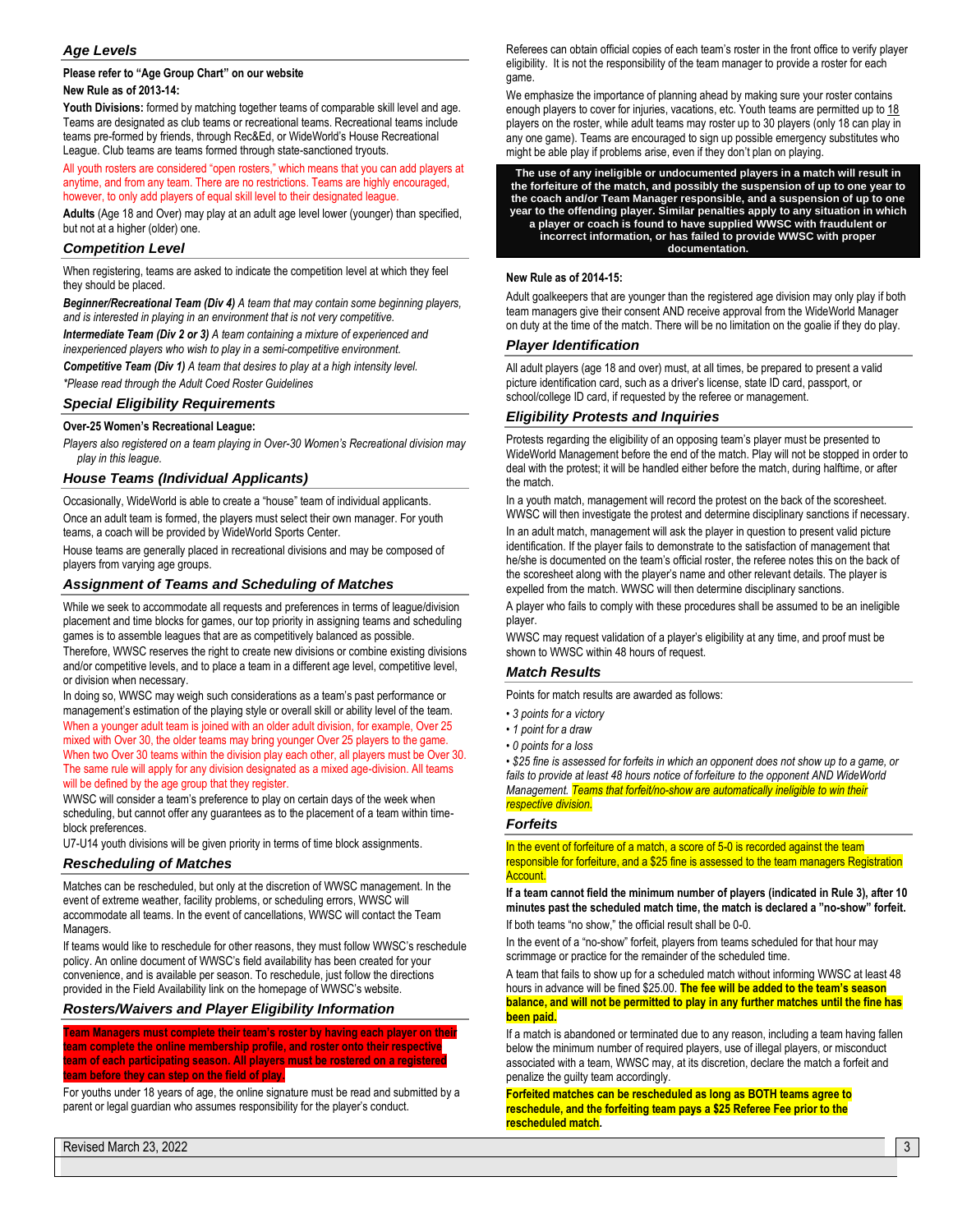## *Age Levels*

**Please refer to "Age Group Chart" on our website**

**New Rule as of 2013-14:**

**Youth Divisions:** formed by matching together teams of comparable skill level and age. Teams are designated as club teams or recreational teams. Recreational teams include teams pre-formed by friends, through Rec&Ed, or WideWorld's House Recreational League. Club teams are teams formed through state-sanctioned tryouts.

All youth rosters are considered "open rosters," which means that you can add players at anytime, and from any team. There are no restrictions. Teams are highly encouraged, however, to only add players of equal skill level to their designated league.

**Adults** (Age 18 and Over) may play at an adult age level lower (younger) than specified, but not at a higher (older) one.

## *Competition Level*

When registering, teams are asked to indicate the competition level at which they feel they should be placed.

***Beginner/Recreational Team (Div 4)*** *A team that may contain some beginning players, and is interested in playing in an environment that is not very competitive.*

***Intermediate Team (Div 2 or 3)*** *A team containing a mixture of experienced and inexperienced players who wish to play in a semi-competitive environment.*

***Competitive Team (Div 1)*** *A team that desires to play at a high intensity level.*

*\*Please read through the Adult Coed Roster Guidelines*

## *Special Eligibility Requirements*

**Over-25 Women's Recreational League:**

*Players also registered on a team playing in Over-30 Women's Recreational division may play in this league.*

## *House Teams (Individual Applicants)*

Occasionally, WideWorld is able to create a "house" team of individual applicants.

Once an adult team is formed, the players must select their own manager. For youth teams, a coach will be provided by WideWorld Sports Center.

House teams are generally placed in recreational divisions and may be composed of players from varying age groups.

## *Assignment of Teams and Scheduling of Matches*

While we seek to accommodate all requests and preferences in terms of league/division placement and time blocks for games, our top priority in assigning teams and scheduling games is to assemble leagues that are as competitively balanced as possible. Therefore, WWSC reserves the right to create new divisions or combine existing divisions and/or competitive levels, and to place a team in a different age level, competitive level, or division when necessary.

In doing so, WWSC may weigh such considerations as a team's past performance or management's estimation of the playing style or overall skill or ability level of the team. When a younger adult team is joined with an older adult division, for example, Over 25 mixed with Over 30, the older teams may bring younger Over 25 players to the game. When two Over 30 teams within the division play each other, all players must be Over 30. The same rule will apply for any division designated as a mixed age-division. All teams will be defined by the age group that they register.

WWSC will consider a team's preference to play on certain days of the week when scheduling, but cannot offer any guarantees as to the placement of a team within time-block preferences.

U7-U14 youth divisions will be given priority in terms of time block assignments.

## *Rescheduling of Matches*

Matches can be rescheduled, but only at the discretion of WWSC management. In the event of extreme weather, facility problems, or scheduling errors, WWSC will accommodate all teams. In the event of cancellations, WWSC will contact the Team Managers.

If teams would like to reschedule for other reasons, they must follow WWSC's reschedule policy. An online document of WWSC's field availability has been created for your convenience, and is available per season. To reschedule, just follow the directions provided in the Field Availability link on the homepage of WWSC's website.

## *Rosters/Waivers and Player Eligibility Information*

**Team Managers must complete their team's roster by having each player on their team complete the online membership profile, and roster onto their respective team of each participating season. All players must be rostered on a registered team before they can step on the field of play.**

For youths under 18 years of age, the online signature must be read and submitted by a parent or legal guardian who assumes responsibility for the player's conduct.

Referees can obtain official copies of each team's roster in the front office to verify player eligibility. It is not the responsibility of the team manager to provide a roster for each game.

We emphasize the importance of planning ahead by making sure your roster contains enough players to cover for injuries, vacations, etc. Youth teams are permitted up to 18 players on the roster, while adult teams may roster up to 30 players (only 18 can play in any one game). Teams are encouraged to sign up possible emergency substitutes who might be able play if problems arise, even if they don't plan on playing.

**The use of any ineligible or undocumented players in a match will result in the forfeiture of the match, and possibly the suspension of up to one year to the coach and/or Team Manager responsible, and a suspension of up to one year to the offending player. Similar penalties apply to any situation in which a player or coach is found to have supplied WWSC with fraudulent or incorrect information, or has failed to provide WWSC with proper documentation.**

**New Rule as of 2014-15:**

Adult goalkeepers that are younger than the registered age division may only play if both team managers give their consent AND receive approval from the WideWorld Manager on duty at the time of the match. There will be no limitation on the goalie if they do play.

## *Player Identification*

All adult players (age 18 and over) must, at all times, be prepared to present a valid picture identification card, such as a driver's license, state ID card, passport, or school/college ID card, if requested by the referee or management.

## *Eligibility Protests and Inquiries*

Protests regarding the eligibility of an opposing team's player must be presented to WideWorld Management before the end of the match. Play will not be stopped in order to deal with the protest; it will be handled either before the match, during halftime, or after the match.

In a youth match, management will record the protest on the back of the scoresheet. WWSC will then investigate the protest and determine disciplinary sanctions if necessary.

In an adult match, management will ask the player in question to present valid picture identification. If the player fails to demonstrate to the satisfaction of management that he/she is documented on the team's official roster, the referee notes this on the back of the scoresheet along with the player's name and other relevant details. The player is expelled from the match. WWSC will then determine disciplinary sanctions.

A player who fails to comply with these procedures shall be assumed to be an ineligible player.

WWSC may request validation of a player's eligibility at any time, and proof must be shown to WWSC within 48 hours of request.

## *Match Results*

Points for match results are awarded as follows:

- *3 points for a victory*
- *1 point for a draw*
- *0 points for a loss*
- *$25 fine is assessed for forfeits in which an opponent does not show up to a game, or fails to provide at least 48 hours notice of forfeiture to the opponent AND WideWorld Management. Teams that forfeit/no-show are automatically ineligible to win their respective division.*

## *Forfeits*

In the event of forfeiture of a match, a score of 5-0 is recorded against the team responsible for forfeiture, and a $25 fine is assessed to the team managers Registration Account.

**If a team cannot field the minimum number of players (indicated in Rule 3), after 10 minutes past the scheduled match time, the match is declared a "no-show" forfeit.**

If both teams "no show," the official result shall be 0-0.

In the event of a "no-show" forfeit, players from teams scheduled for that hour may scrimmage or practice for the remainder of the scheduled time.

A team that fails to show up for a scheduled match without informing WWSC at least 48 hours in advance will be fined $25.00. **The fee will be added to the team's season balance, and will not be permitted to play in any further matches until the fine has been paid.**

If a match is abandoned or terminated due to any reason, including a team having fallen below the minimum number of required players, use of illegal players, or misconduct associated with a team, WWSC may, at its discretion, declare the match a forfeit and penalize the guilty team accordingly.

**Forfeited matches can be rescheduled as long as BOTH teams agree to reschedule, and the forfeiting team pays a $25 Referee Fee prior to the rescheduled match.**

Revised March 23, 2022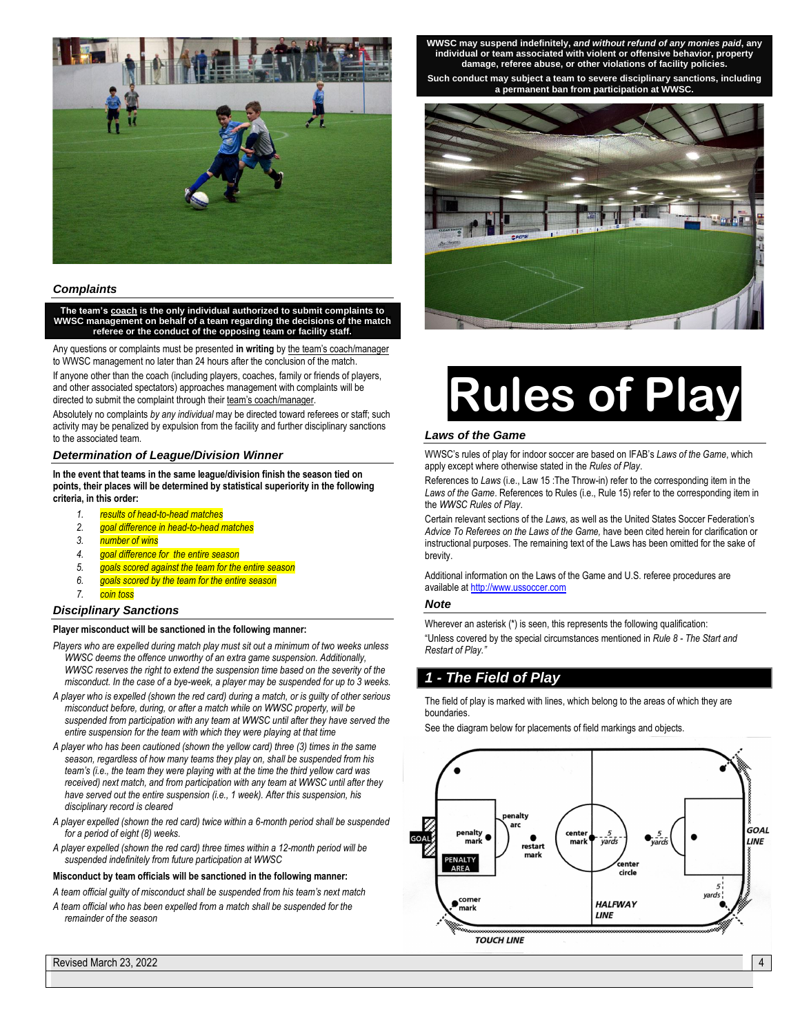### Complaints

**The team's coach is the only individual authorized to submit complaints to WWSC management on behalf of a team regarding the decisions of the match referee or the conduct of the opposing team or facility staff.**

Any questions or complaints must be presented **in writing** by the team's coach/manager to WWSC management no later than 24 hours after the conclusion of the match.

If anyone other than the coach (including players, coaches, family or friends of players, and other associated spectators) approaches management with complaints will be directed to submit the complaint through their team's coach/manager.

Absolutely no complaints *by any individual* may be directed toward referees or staff; such activity may be penalized by expulsion from the facility and further disciplinary sanctions to the associated team.

### Determination of League/Division Winner

**In the event that teams in the same league/division finish the season tied on points, their places will be determined by statistical superiority in the following criteria, in this order:**

1. *results of head-to-head matches*
2. *goal difference in head-to-head matches*
3. *number of wins*
4. *goal difference for the entire season*
5. *goals scored against the team for the entire season*
6. *goals scored by the team for the entire season*
7. *coin toss*

### Disciplinary Sanctions

**Player misconduct will be sanctioned in the following manner:**

*Players who are expelled during match play must sit out a minimum of two weeks unless WWSC deems the offence unworthy of an extra game suspension. Additionally, WWSC reserves the right to extend the suspension time based on the severity of the misconduct. In the case of a bye-week, a player may be suspended for up to 3 weeks.*

*A player who is expelled (shown the red card) during a match, or is guilty of other serious misconduct before, during, or after a match while on WWSC property, will be suspended from participation with any team at WWSC until after they have served the entire suspension for the team with which they were playing at that time*

*A player who has been cautioned (shown the yellow card) three (3) times in the same season, regardless of how many teams they play on, shall be suspended from his team's (i.e., the team they were playing with at the time the third yellow card was received) next match, and from participation with any team at WWSC until after they have served out the entire suspension (i.e., 1 week). After this suspension, his disciplinary record is cleared*

*A player expelled (shown the red card) twice within a 6-month period shall be suspended for a period of eight (8) weeks.*

*A player expelled (shown the red card) three times within a 12-month period will be suspended indefinitely from future participation at WWSC*

**Misconduct by team officials will be sanctioned in the following manner:**

*A team official guilty of misconduct shall be suspended from his team's next match*

*A team official who has been expelled from a match shall be suspended for the remainder of the season*

**WWSC may suspend indefinitely, *and without refund of any monies paid*, any individual or team associated with violent or offensive behavior, property damage, referee abuse, or other violations of facility policies.**

**Such conduct may subject a team to severe disciplinary sanctions, including a permanent ban from participation at WWSC.**

# Rules of Play

### Laws of the Game

WWSC's rules of play for indoor soccer are based on IFAB's *Laws of the Game*, which apply except where otherwise stated in the *Rules of Play*.

References to *Laws* (i.e., Law 15 :The Throw-in) refer to the corresponding item in the *Laws of the Game*. References to Rules (i.e., Rule 15) refer to the corresponding item in the *WWSC Rules of Play*.

Certain relevant sections of the *Laws*, as well as the United States Soccer Federation's *Advice To Referees on the Laws of the Game,* have been cited herein for clarification or instructional purposes. The remaining text of the Laws has been omitted for the sake of brevity.

Additional information on the Laws of the Game and U.S. referee procedures are available at http://www.ussoccer.com

### Note

Wherever an asterisk (*) is seen, this represents the following qualification:
"Unless covered by the special circumstances mentioned in *Rule 8 - The Start and Restart of Play.*"

## 1 - The Field of Play

The field of play is marked with lines, which belong to the areas of which they are boundaries.

See the diagram below for placements of field markings and objects.

Revised March 23, 2022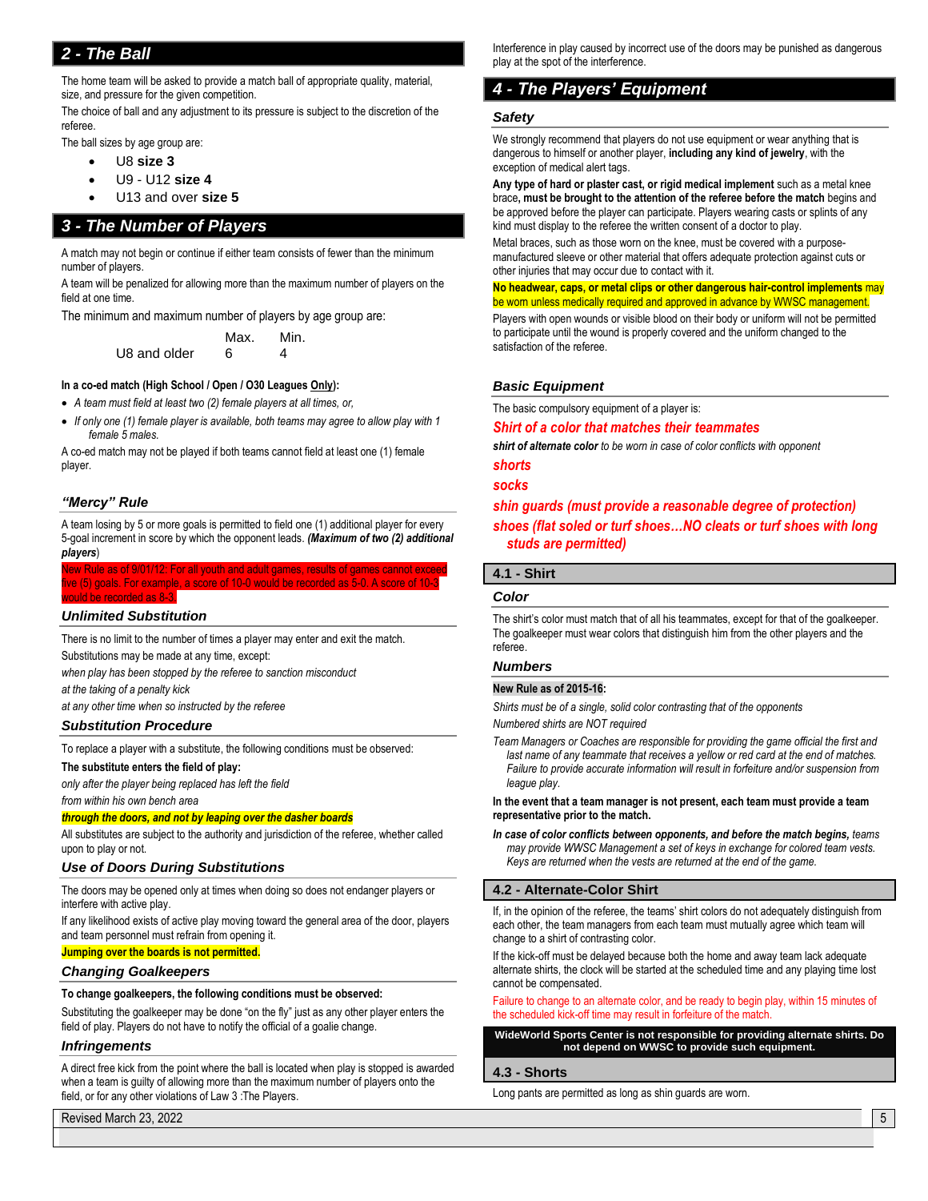## 2 - The Ball

The home team will be asked to provide a match ball of appropriate quality, material, size, and pressure for the given competition.

The choice of ball and any adjustment to its pressure is subject to the discretion of the referee.

The ball sizes by age group are:

- U8 **size 3**
- U9 - U12 **size 4**
- U13 and over **size 5**

## 3 - The Number of Players

A match may not begin or continue if either team consists of fewer than the minimum number of players.

A team will be penalized for allowing more than the maximum number of players on the field at one time.

The minimum and maximum number of players by age group are:

| | Max. | Min. |
|---|---|---|
| U8 and older | 6 | 4 |

**In a co-ed match (High School / Open / O30 Leagues Only):**

- *A team must field at least two (2) female players at all times, or,*
- *If only one (1) female player is available, both teams may agree to allow play with 1 female 5 males.*

A co-ed match may not be played if both teams cannot field at least one (1) female player.

### "Mercy" Rule

A team losing by 5 or more goals is permitted to field one (1) additional player for every 5-goal increment in score by which the opponent leads. ***(Maximum of two (2) additional players)***

New Rule as of 9/01/12: For all youth and adult games, results of games cannot exceed five (5) goals. For example, a score of 10-0 would be recorded as 5-0. A score of 10-3 would be recorded as 8-3.

### Unlimited Substitution

There is no limit to the number of times a player may enter and exit the match.

Substitutions may be made at any time, except:

*when play has been stopped by the referee to sanction misconduct*

*at the taking of a penalty kick*

*at any other time when so instructed by the referee*

### Substitution Procedure

To replace a player with a substitute, the following conditions must be observed:

**The substitute enters the field of play:**

*only after the player being replaced has left the field*

*from within his own bench area*

***through the doors, and not by leaping over the dasher boards***

All substitutes are subject to the authority and jurisdiction of the referee, whether called upon to play or not.

### Use of Doors During Substitutions

The doors may be opened only at times when doing so does not endanger players or interfere with active play.

If any likelihood exists of active play moving toward the general area of the door, players and team personnel must refrain from opening it.

**Jumping over the boards is not permitted.**

### Changing Goalkeepers

**To change goalkeepers, the following conditions must be observed:**

Substituting the goalkeeper may be done "on the fly" just as any other player enters the field of play. Players do not have to notify the official of a goalie change.

### Infringements

A direct free kick from the point where the ball is located when play is stopped is awarded when a team is guilty of allowing more than the maximum number of players onto the field, or for any other violations of Law 3 :The Players.

Interference in play caused by incorrect use of the doors may be punished as dangerous play at the spot of the interference.

## 4 - The Players' Equipment

### Safety

We strongly recommend that players do not use equipment or wear anything that is dangerous to himself or another player, **including any kind of jewelry**, with the exception of medical alert tags.

**Any type of hard or plaster cast, or rigid medical implement** such as a metal knee brace, **must be brought to the attention of the referee before the match** begins and be approved before the player can participate. Players wearing casts or splints of any kind must display to the referee the written consent of a doctor to play.

Metal braces, such as those worn on the knee, must be covered with a purpose-manufactured sleeve or other material that offers adequate protection against cuts or other injuries that may occur due to contact with it.

**No headwear, caps, or metal clips or other dangerous hair-control implements** may be worn unless medically required and approved in advance by WWSC management.

Players with open wounds or visible blood on their body or uniform will not be permitted to participate until the wound is properly covered and the uniform changed to the satisfaction of the referee.

### Basic Equipment

The basic compulsory equipment of a player is:

***Shirt of a color that matches their teammates***

***shirt of alternate color*** *to be worn in case of color conflicts with opponent*

***shorts***

***socks***

***shin guards (must provide a reasonable degree of protection)***

***shoes (flat soled or turf shoes…NO cleats or turf shoes with long studs are permitted)***

### 4.1 - Shirt

#### Color

The shirt's color must match that of all his teammates, except for that of the goalkeeper. The goalkeeper must wear colors that distinguish him from the other players and the referee.

#### Numbers

**New Rule as of 2015-16:**

*Shirts must be of a single, solid color contrasting that of the opponents*

*Numbered shirts are NOT required*

*Team Managers or Coaches are responsible for providing the game official the first and last name of any teammate that receives a yellow or red card at the end of matches. Failure to provide accurate information will result in forfeiture and/or suspension from league play.*

**In the event that a team manager is not present, each team must provide a team representative prior to the match.**

***In case of color conflicts between opponents, and before the match begins,*** *teams may provide WWSC Management a set of keys in exchange for colored team vests. Keys are returned when the vests are returned at the end of the game.*

### 4.2 - Alternate-Color Shirt

If, in the opinion of the referee, the teams' shirt colors do not adequately distinguish from each other, the team managers from each team must mutually agree which team will change to a shirt of contrasting color.

If the kick-off must be delayed because both the home and away team lack adequate alternate shirts, the clock will be started at the scheduled time and any playing time lost cannot be compensated.

Failure to change to an alternate color, and be ready to begin play, within 15 minutes of the scheduled kick-off time may result in forfeiture of the match.

**WideWorld Sports Center is not responsible for providing alternate shirts. Do not depend on WWSC to provide such equipment.**

### 4.3 - Shorts

Long pants are permitted as long as shin guards are worn.

Revised March 23, 2022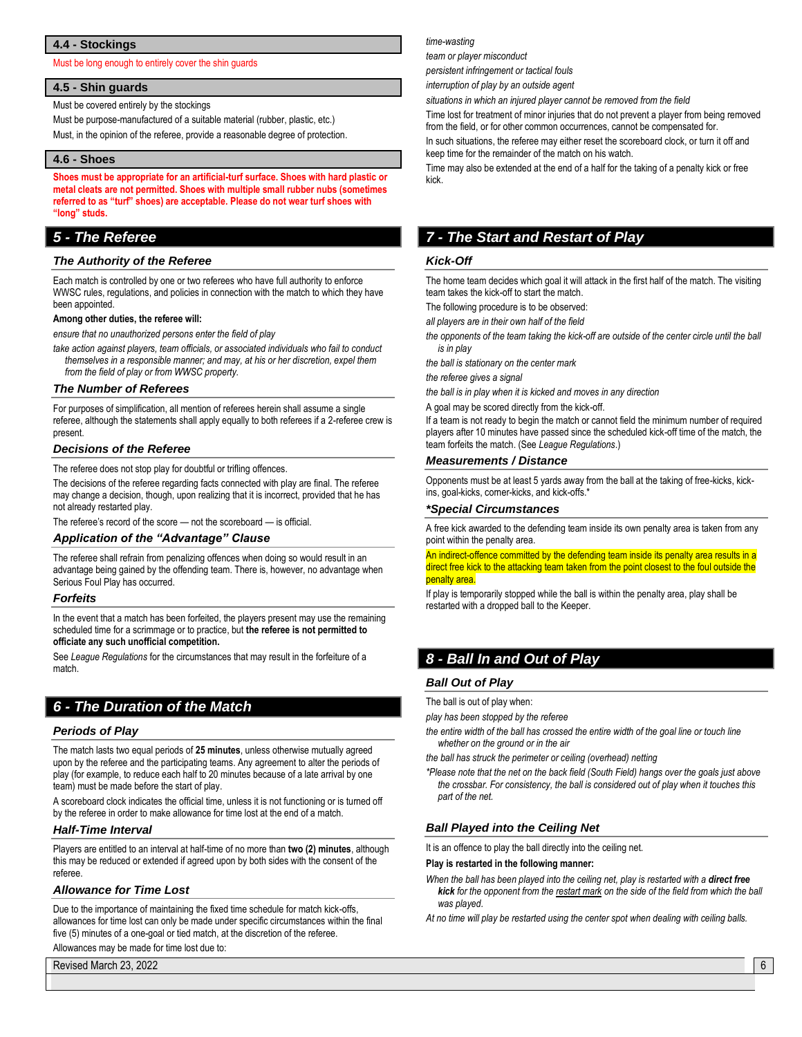### 4.4 - Stockings

Must be long enough to entirely cover the shin guards

### 4.5 - Shin guards

Must be covered entirely by the stockings

Must be purpose-manufactured of a suitable material (rubber, plastic, etc.)

Must, in the opinion of the referee, provide a reasonable degree of protection.

### 4.6 - Shoes

**Shoes must be appropriate for an artificial-turf surface. Shoes with hard plastic or metal cleats are not permitted. Shoes with multiple small rubber nubs (sometimes referred to as "turf" shoes) are acceptable. Please do not wear turf shoes with "long" studs.**

## 5 - The Referee

### The Authority of the Referee

Each match is controlled by one or two referees who have full authority to enforce WWSC rules, regulations, and policies in connection with the match to which they have been appointed.

**Among other duties, the referee will:**

- *ensure that no unauthorized persons enter the field of play*
- *take action against players, team officials, or associated individuals who fail to conduct themselves in a responsible manner; and may, at his or her discretion, expel them from the field of play or from WWSC property.*

### The Number of Referees

For purposes of simplification, all mention of referees herein shall assume a single referee, although the statements shall apply equally to both referees if a 2-referee crew is present.

### Decisions of the Referee

The referee does not stop play for doubtful or trifling offences.

The decisions of the referee regarding facts connected with play are final. The referee may change a decision, though, upon realizing that it is incorrect, provided that he has not already restarted play.

The referee's record of the score — not the scoreboard — is official.

### Application of the "Advantage" Clause

The referee shall refrain from penalizing offences when doing so would result in an advantage being gained by the offending team. There is, however, no advantage when Serious Foul Play has occurred.

### Forfeits

In the event that a match has been forfeited, the players present may use the remaining scheduled time for a scrimmage or to practice, but **the referee is not permitted to officiate any such unofficial competition.**

See *League Regulations* for the circumstances that may result in the forfeiture of a match.

## 6 - The Duration of the Match

### Periods of Play

The match lasts two equal periods of **25 minutes**, unless otherwise mutually agreed upon by the referee and the participating teams. Any agreement to alter the periods of play (for example, to reduce each half to 20 minutes because of a late arrival by one team) must be made before the start of play.

A scoreboard clock indicates the official time, unless it is not functioning or is turned off by the referee in order to make allowance for time lost at the end of a match.

### Half-Time Interval

Players are entitled to an interval at half-time of no more than **two (2) minutes**, although this may be reduced or extended if agreed upon by both sides with the consent of the referee.

### Allowance for Time Lost

Due to the importance of maintaining the fixed time schedule for match kick-offs, allowances for time lost can only be made under specific circumstances within the final five (5) minutes of a one-goal or tied match, at the discretion of the referee.

Allowances may be made for time lost due to:

- *time-wasting*
- *team or player misconduct*
- *persistent infringement or tactical fouls*
- *interruption of play by an outside agent*
- *situations in which an injured player cannot be removed from the field*

Time lost for treatment of minor injuries that do not prevent a player from being removed from the field, or for other common occurrences, cannot be compensated for.

In such situations, the referee may either reset the scoreboard clock, or turn it off and keep time for the remainder of the match on his watch.

Time may also be extended at the end of a half for the taking of a penalty kick or free kick.

## 7 - The Start and Restart of Play

### Kick-Off

The home team decides which goal it will attack in the first half of the match. The visiting team takes the kick-off to start the match.

The following procedure is to be observed:

- *all players are in their own half of the field*
- *the opponents of the team taking the kick-off are outside of the center circle until the ball is in play*
- *the ball is stationary on the center mark*
- *the referee gives a signal*
- *the ball is in play when it is kicked and moves in any direction*

A goal may be scored directly from the kick-off.

If a team is not ready to begin the match or cannot field the minimum number of required players after 10 minutes have passed since the scheduled kick-off time of the match, the team forfeits the match. (See *League Regulations*.)

### Measurements / Distance

Opponents must be at least 5 yards away from the ball at the taking of free-kicks, kick-ins, goal-kicks, corner-kicks, and kick-offs.*

### *Special Circumstances

A free kick awarded to the defending team inside its own penalty area is taken from any point within the penalty area.

An indirect-offence committed by the defending team inside its penalty area results in a direct free kick to the attacking team taken from the point closest to the foul outside the penalty area.

If play is temporarily stopped while the ball is within the penalty area, play shall be restarted with a dropped ball to the Keeper.

## 8 - Ball In and Out of Play

### Ball Out of Play

The ball is out of play when:

- *play has been stopped by the referee*
- *the entire width of the ball has crossed the entire width of the goal line or touch line whether on the ground or in the air*
- *the ball has struck the perimeter or ceiling (overhead) netting*
- **Please note that the net on the back field (South Field) hangs over the goals just above the crossbar. For consistency, the ball is considered out of play when it touches this part of the net.*

### Ball Played into the Ceiling Net

It is an offence to play the ball directly into the ceiling net.

**Play is restarted in the following manner:**

- *When the ball has been played into the ceiling net, play is restarted with a **direct free kick** for the opponent from the restart mark on the side of the field from which the ball was played.*
- *At no time will play be restarted using the center spot when dealing with ceiling balls.*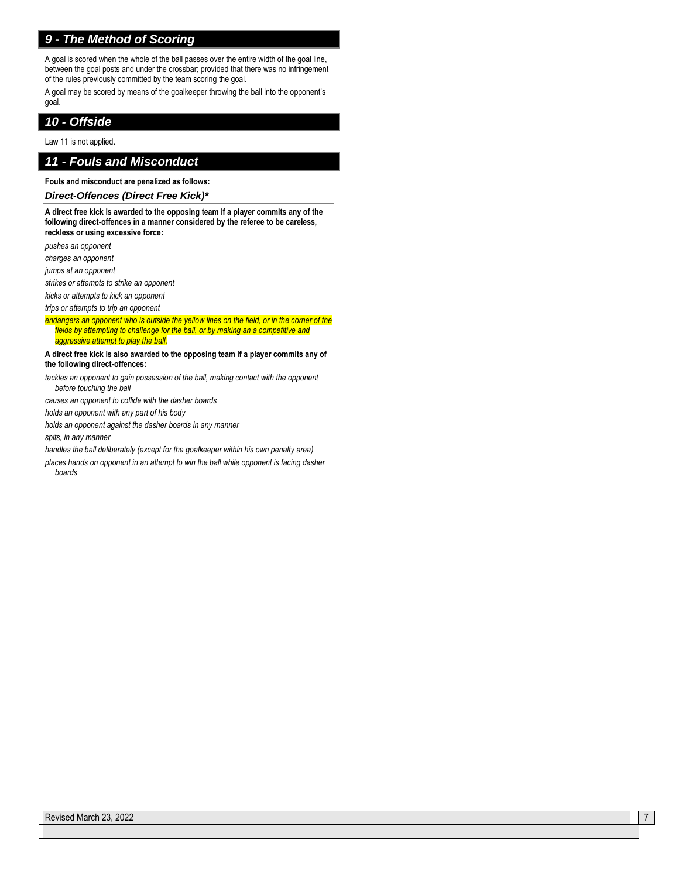## 9 - The Method of Scoring

A goal is scored when the whole of the ball passes over the entire width of the goal line, between the goal posts and under the crossbar; provided that there was no infringement of the rules previously committed by the team scoring the goal.

A goal may be scored by means of the goalkeeper throwing the ball into the opponent's goal.

## 10 - Offside

Law 11 is not applied.

## 11 - Fouls and Misconduct

**Fouls and misconduct are penalized as follows:**

### *Direct-Offences (Direct Free Kick)**

**A direct free kick is awarded to the opposing team if a player commits any of the following direct-offences in a manner considered by the referee to be careless, reckless or using excessive force:**

*pushes an opponent*

*charges an opponent*

*jumps at an opponent*

*strikes or attempts to strike an opponent*

*kicks or attempts to kick an opponent*

*trips or attempts to trip an opponent*

*endangers an opponent who is outside the yellow lines on the field, or in the corner of the fields by attempting to challenge for the ball, or by making an a competitive and aggressive attempt to play the ball.*

**A direct free kick is also awarded to the opposing team if a player commits any of the following direct-offences:**

*tackles an opponent to gain possession of the ball, making contact with the opponent before touching the ball*

*causes an opponent to collide with the dasher boards*

*holds an opponent with any part of his body*

*holds an opponent against the dasher boards in any manner*

*spits, in any manner*

*handles the ball deliberately (except for the goalkeeper within his own penalty area)*

*places hands on opponent in an attempt to win the ball while opponent is facing dasher boards*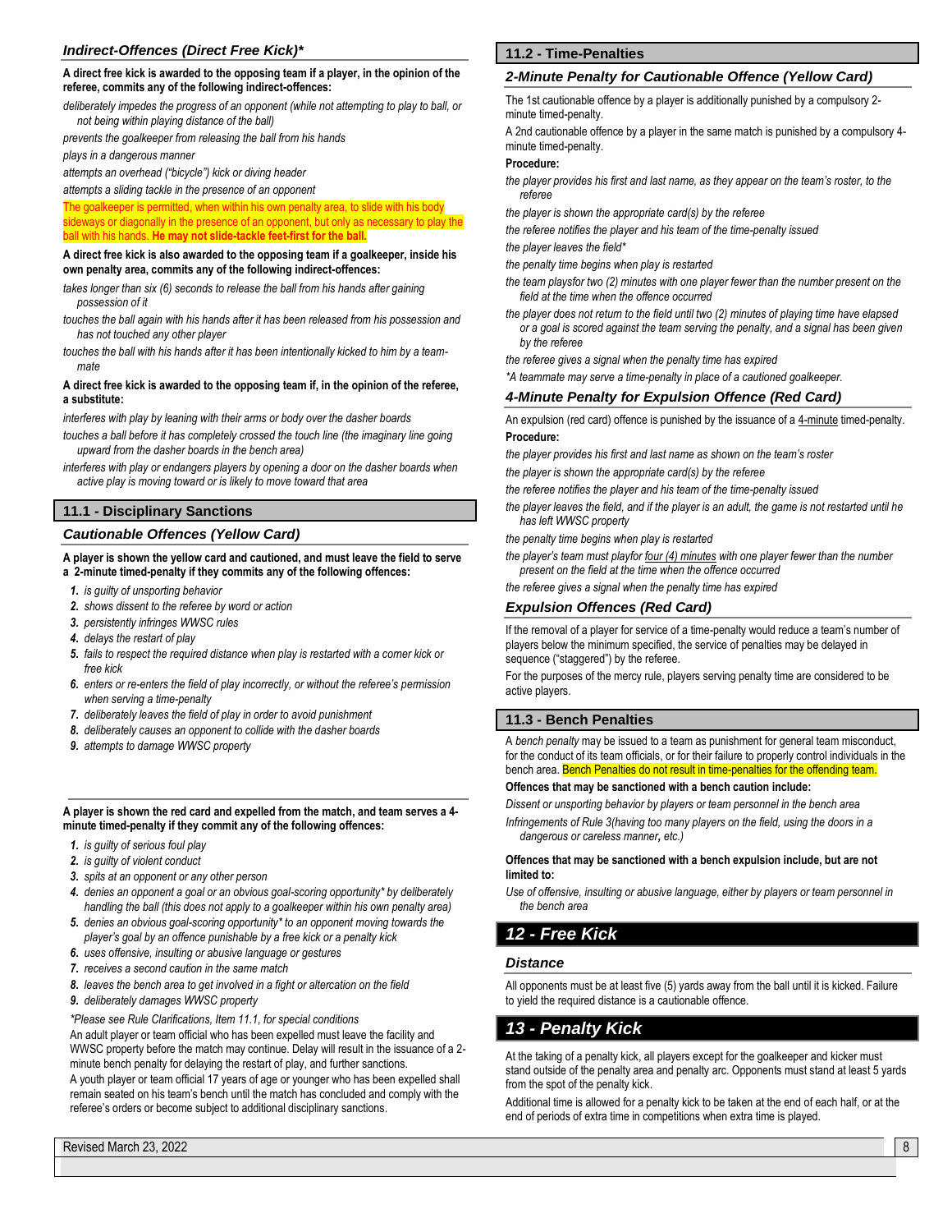### *Indirect-Offences (Direct Free Kick)**

**A direct free kick is awarded to the opposing team if a player, in the opinion of the referee, commits any of the following indirect-offences:**

*deliberately impedes the progress of an opponent (while not attempting to play to ball, or not being within playing distance of the ball)*

*prevents the goalkeeper from releasing the ball from his hands*

*plays in a dangerous manner*

*attempts an overhead ("bicycle") kick or diving header*

*attempts a sliding tackle in the presence of an opponent*

The goalkeeper is permitted, when within his own penalty area, to slide with his body sideways or diagonally in the presence of an opponent, but only as necessary to play the ball with his hands. **He may not slide-tackle feet-first for the ball.**

**A direct free kick is also awarded to the opposing team if a goalkeeper, inside his own penalty area, commits any of the following indirect-offences:**

*takes longer than six (6) seconds to release the ball from his hands after gaining possession of it*

*touches the ball again with his hands after it has been released from his possession and has not touched any other player*

*touches the ball with his hands after it has been intentionally kicked to him by a team-mate*

**A direct free kick is awarded to the opposing team if, in the opinion of the referee, a substitute:**

*interferes with play by leaning with their arms or body over the dasher boards*

*touches a ball before it has completely crossed the touch line (the imaginary line going upward from the dasher boards in the bench area)*

*interferes with play or endangers players by opening a door on the dasher boards when active play is moving toward or is likely to move toward that area*

## 11.1 - Disciplinary Sanctions

### *Cautionable Offences (Yellow Card)*

**A player is shown the yellow card and cautioned, and must leave the field to serve a 2-minute timed-penalty if they commits any of the following offences:**

1. *is guilty of unsporting behavior*
2. *shows dissent to the referee by word or action*
3. *persistently infringes WWSC rules*
4. *delays the restart of play*
5. *fails to respect the required distance when play is restarted with a corner kick or free kick*
6. *enters or re-enters the field of play incorrectly, or without the referee's permission when serving a time-penalty*
7. *deliberately leaves the field of play in order to avoid punishment*
8. *deliberately causes an opponent to collide with the dasher boards*
9. *attempts to damage WWSC property*

**A player is shown the red card and expelled from the match, and team serves a 4-minute timed-penalty if they commit any of the following offences:**

1. *is guilty of serious foul play*
2. *is guilty of violent conduct*
3. *spits at an opponent or any other person*
4. *denies an opponent a goal or an obvious goal-scoring opportunity\* by deliberately handling the ball (this does not apply to a goalkeeper within his own penalty area)*
5. *denies an obvious goal-scoring opportunity\* to an opponent moving towards the player's goal by an offence punishable by a free kick or a penalty kick*
6. *uses offensive, insulting or abusive language or gestures*
7. *receives a second caution in the same match*
8. *leaves the bench area to get involved in a fight or altercation on the field*
9. *deliberately damages WWSC property*

*\*Please see Rule Clarifications, Item 11.1, for special conditions*

An adult player or team official who has been expelled must leave the facility and WWSC property before the match may continue. Delay will result in the issuance of a 2-minute bench penalty for delaying the restart of play, and further sanctions.

A youth player or team official 17 years of age or younger who has been expelled shall remain seated on his team's bench until the match has concluded and comply with the referee's orders or become subject to additional disciplinary sanctions.

## 11.2 - Time-Penalties

### *2-Minute Penalty for Cautionable Offence (Yellow Card)*

The 1st cautionable offence by a player is additionally punished by a compulsory 2-minute timed-penalty.

A 2nd cautionable offence by a player in the same match is punished by a compulsory 4-minute timed-penalty.

**Procedure:**

*the player provides his first and last name, as they appear on the team's roster, to the referee*

*the player is shown the appropriate card(s) by the referee*

*the referee notifies the player and his team of the time-penalty issued*

*the player leaves the field\**

*the penalty time begins when play is restarted*

*the team playsfor two (2) minutes with one player fewer than the number present on the field at the time when the offence occurred*

*the player does not return to the field until two (2) minutes of playing time have elapsed or a goal is scored against the team serving the penalty, and a signal has been given by the referee*

*the referee gives a signal when the penalty time has expired*

*\*A teammate may serve a time-penalty in place of a cautioned goalkeeper.*

### *4-Minute Penalty for Expulsion Offence (Red Card)*

An expulsion (red card) offence is punished by the issuance of a 4-minute timed-penalty.

**Procedure:**

*the player provides his first and last name as shown on the team's roster*

*the player is shown the appropriate card(s) by the referee*

*the referee notifies the player and his team of the time-penalty issued*

*the player leaves the field, and if the player is an adult, the game is not restarted until he has left WWSC property*

*the penalty time begins when play is restarted*

*the player's team must playfor four (4) minutes with one player fewer than the number present on the field at the time when the offence occurred*

*the referee gives a signal when the penalty time has expired*

### *Expulsion Offences (Red Card)*

If the removal of a player for service of a time-penalty would reduce a team's number of players below the minimum specified, the service of penalties may be delayed in sequence ("staggered") by the referee.

For the purposes of the mercy rule, players serving penalty time are considered to be active players.

## 11.3 - Bench Penalties

A *bench penalty* may be issued to a team as punishment for general team misconduct, for the conduct of its team officials, or for their failure to properly control individuals in the bench area. Bench Penalties do not result in time-penalties for the offending team.

**Offences that may be sanctioned with a bench caution include:**

*Dissent or unsporting behavior by players or team personnel in the bench area*

*Infringements of Rule 3(having too many players on the field, using the doors in a dangerous or careless manner, etc.)*

**Offences that may be sanctioned with a bench expulsion include, but are not limited to:**

*Use of offensive, insulting or abusive language, either by players or team personnel in the bench area*

# 12 - Free Kick

### *Distance*

All opponents must be at least five (5) yards away from the ball until it is kicked. Failure to yield the required distance is a cautionable offence.

# 13 - Penalty Kick

At the taking of a penalty kick, all players except for the goalkeeper and kicker must stand outside of the penalty area and penalty arc. Opponents must stand at least 5 yards from the spot of the penalty kick.

Additional time is allowed for a penalty kick to be taken at the end of each half, or at the end of periods of extra time in competitions when extra time is played.

Revised March 23, 2022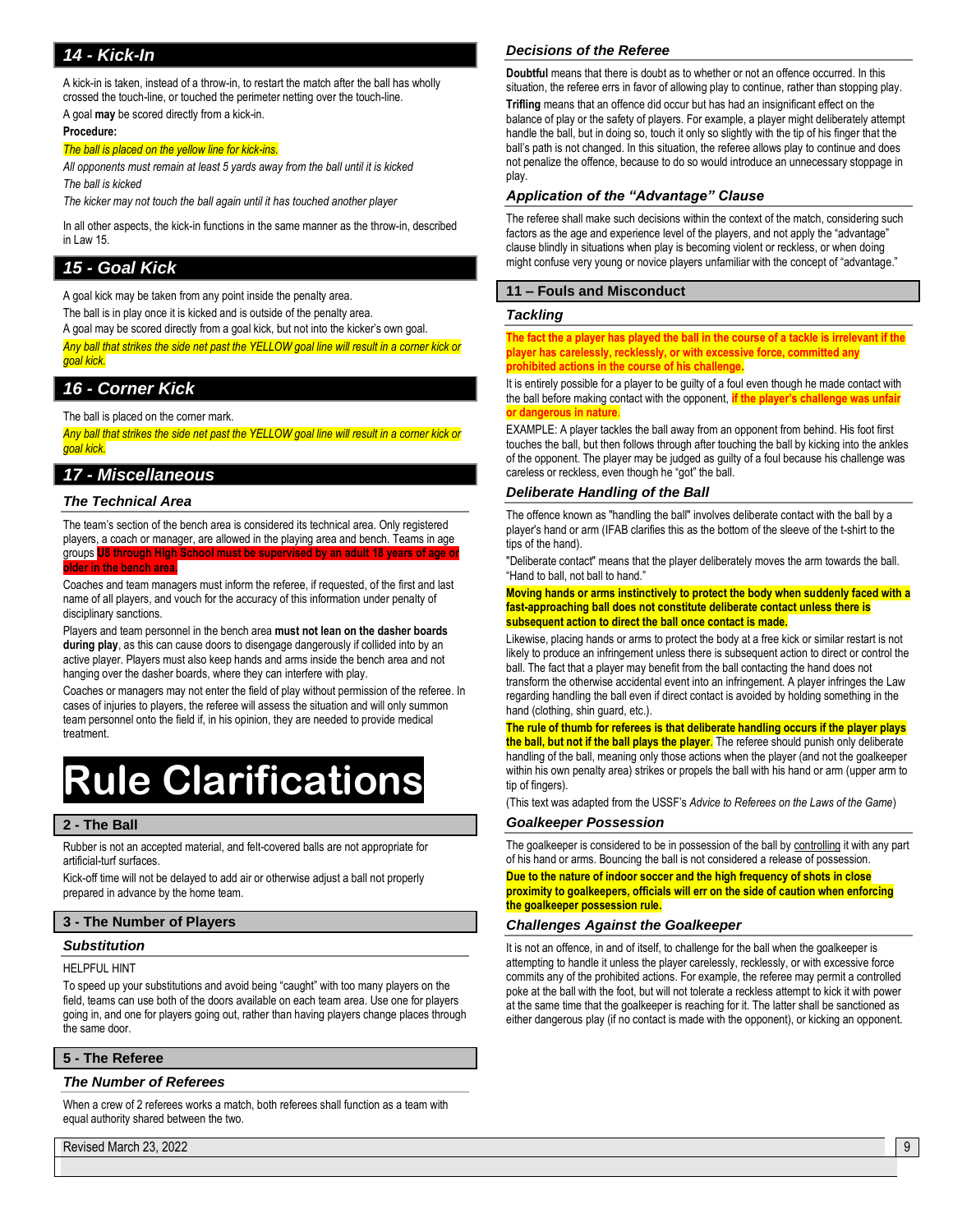## 14 - Kick-In

A kick-in is taken, instead of a throw-in, to restart the match after the ball has wholly crossed the touch-line, or touched the perimeter netting over the touch-line.

A goal **may** be scored directly from a kick-in.

**Procedure:**

*The ball is placed on the yellow line for kick-ins.*

*All opponents must remain at least 5 yards away from the ball until it is kicked*

*The ball is kicked*

*The kicker may not touch the ball again until it has touched another player*

In all other aspects, the kick-in functions in the same manner as the throw-in, described in Law 15.

## 15 - Goal Kick

A goal kick may be taken from any point inside the penalty area.

The ball is in play once it is kicked and is outside of the penalty area.

A goal may be scored directly from a goal kick, but not into the kicker's own goal.

*Any ball that strikes the side net past the YELLOW goal line will result in a corner kick or goal kick.*

## 16 - Corner Kick

The ball is placed on the corner mark.

*Any ball that strikes the side net past the YELLOW goal line will result in a corner kick or goal kick.*

## 17 - Miscellaneous

### The Technical Area

The team's section of the bench area is considered its technical area. Only registered players, a coach or manager, are allowed in the playing area and bench. Teams in age groups **U8 through High School must be supervised by an adult 18 years of age or older in the bench area.**

Coaches and team managers must inform the referee, if requested, of the first and last name of all players, and vouch for the accuracy of this information under penalty of disciplinary sanctions.

Players and team personnel in the bench area **must not lean on the dasher boards during play**, as this can cause doors to disengage dangerously if collided into by an active player. Players must also keep hands and arms inside the bench area and not hanging over the dasher boards, where they can interfere with play.

Coaches or managers may not enter the field of play without permission of the referee. In cases of injuries to players, the referee will assess the situation and will only summon team personnel onto the field if, in his opinion, they are needed to provide medical treatment.

# Rule Clarifications

## 2 - The Ball

Rubber is not an accepted material, and felt-covered balls are not appropriate for artificial-turf surfaces.

Kick-off time will not be delayed to add air or otherwise adjust a ball not properly prepared in advance by the home team.

## 3 - The Number of Players

### Substitution

HELPFUL HINT

To speed up your substitutions and avoid being "caught" with too many players on the field, teams can use both of the doors available on each team area. Use one for players going in, and one for players going out, rather than having players change places through the same door.

## 5 - The Referee

### The Number of Referees

When a crew of 2 referees works a match, both referees shall function as a team with equal authority shared between the two.

### Decisions of the Referee

**Doubtful** means that there is doubt as to whether or not an offence occurred. In this situation, the referee errs in favor of allowing play to continue, rather than stopping play.

**Trifling** means that an offence did occur but has had an insignificant effect on the balance of play or the safety of players. For example, a player might deliberately attempt handle the ball, but in doing so, touch it only so slightly with the tip of his finger that the ball's path is not changed. In this situation, the referee allows play to continue and does not penalize the offence, because to do so would introduce an unnecessary stoppage in play.

### Application of the "Advantage" Clause

The referee shall make such decisions within the context of the match, considering such factors as the age and experience level of the players, and not apply the "advantage" clause blindly in situations when play is becoming violent or reckless, or when doing might confuse very young or novice players unfamiliar with the concept of "advantage."

## 11 – Fouls and Misconduct

### Tackling

**The fact the a player has played the ball in the course of a tackle is irrelevant if the player has carelessly, recklessly, or with excessive force, committed any prohibited actions in the course of his challenge.**

It is entirely possible for a player to be guilty of a foul even though he made contact with the ball before making contact with the opponent, **if the player's challenge was unfair or dangerous in nature**.

EXAMPLE: A player tackles the ball away from an opponent from behind. His foot first touches the ball, but then follows through after touching the ball by kicking into the ankles of the opponent. The player may be judged as guilty of a foul because his challenge was careless or reckless, even though he "got" the ball.

### Deliberate Handling of the Ball

The offence known as "handling the ball" involves deliberate contact with the ball by a player's hand or arm (IFAB clarifies this as the bottom of the sleeve of the t-shirt to the tips of the hand).

"Deliberate contact" means that the player deliberately moves the arm towards the ball. "Hand to ball, not ball to hand."

**Moving hands or arms instinctively to protect the body when suddenly faced with a fast-approaching ball does not constitute deliberate contact unless there is subsequent action to direct the ball once contact is made.**

Likewise, placing hands or arms to protect the body at a free kick or similar restart is not likely to produce an infringement unless there is subsequent action to direct or control the ball. The fact that a player may benefit from the ball contacting the hand does not transform the otherwise accidental event into an infringement. A player infringes the Law regarding handling the ball even if direct contact is avoided by holding something in the hand (clothing, shin guard, etc.).

**The rule of thumb for referees is that deliberate handling occurs if the player plays the ball, but not if the ball plays the player.** The referee should punish only deliberate handling of the ball, meaning only those actions when the player (and not the goalkeeper within his own penalty area) strikes or propels the ball with his hand or arm (upper arm to tip of fingers).

(This text was adapted from the USSF's *Advice to Referees on the Laws of the Game*)

### Goalkeeper Possession

The goalkeeper is considered to be in possession of the ball by controlling it with any part of his hand or arms. Bouncing the ball is not considered a release of possession.

**Due to the nature of indoor soccer and the high frequency of shots in close proximity to goalkeepers, officials will err on the side of caution when enforcing the goalkeeper possession rule.**

### Challenges Against the Goalkeeper

It is not an offence, in and of itself, to challenge for the ball when the goalkeeper is attempting to handle it unless the player carelessly, recklessly, or with excessive force commits any of the prohibited actions. For example, the referee may permit a controlled poke at the ball with the foot, but will not tolerate a reckless attempt to kick it with power at the same time that the goalkeeper is reaching for it. The latter shall be sanctioned as either dangerous play (if no contact is made with the opponent), or kicking an opponent.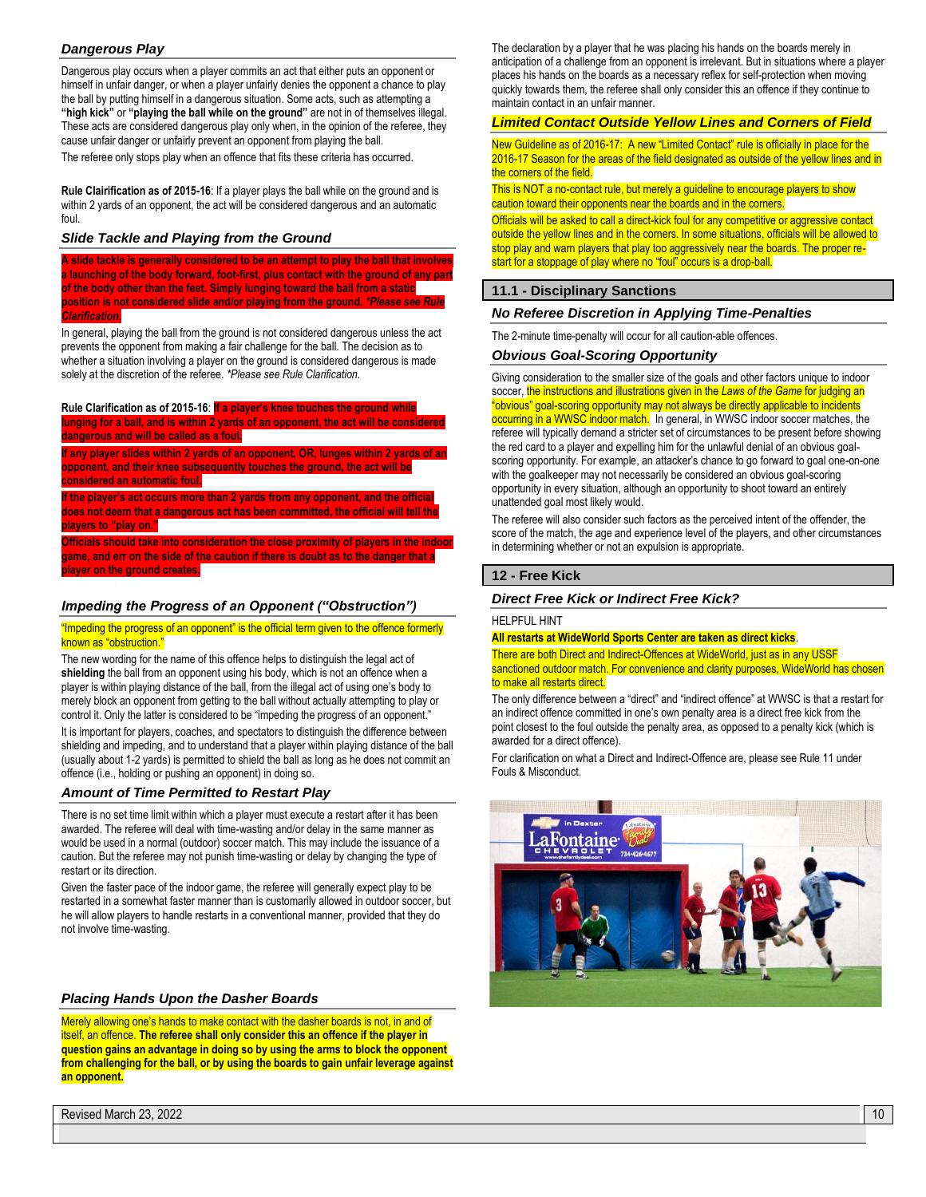### *Dangerous Play*

Dangerous play occurs when a player commits an act that either puts an opponent or himself in unfair danger, or when a player unfairly denies the opponent a chance to play the ball by putting himself in a dangerous situation. Some acts, such as attempting a **"high kick"** or **"playing the ball while on the ground"** are not in of themselves illegal. These acts are considered dangerous play only when, in the opinion of the referee, they cause unfair danger or unfairly prevent an opponent from playing the ball.

The referee only stops play when an offence that fits these criteria has occurred.

**Rule Clairification as of 2015-16**: If a player plays the ball while on the ground and is within 2 yards of an opponent, the act will be considered dangerous and an automatic foul.

### *Slide Tackle and Playing from the Ground*

**A slide tackle is generally considered to be an attempt to play the ball that involves a launching of the body forward, foot-first, plus contact with the ground of any part of the body other than the feet. Simply lunging toward the ball from a static position is not considered slide and/or playing from the ground. *\*Please see Rule Clarification.***

In general, playing the ball from the ground is not considered dangerous unless the act prevents the opponent from making a fair challenge for the ball. The decision as to whether a situation involving a player on the ground is considered dangerous is made solely at the discretion of the referee. *\*Please see Rule Clarification.*

**Rule Clarification as of 2015-16**: **If a player's knee touches the ground while lunging for a ball, and is within 2 yards of an opponent, the act will be considered dangerous and will be called as a foul.**

**If any player slides within 2 yards of an opponent, OR, lunges within 2 yards of an opponent, and their knee subsequently touches the ground, the act will be considered an automatic foul.**

**If the player's act occurs more than 2 yards from any opponent, and the official does not deem that a dangerous act has been committed, the official will tell the players to "play on."**

**Officials should take into consideration the close proximity of players in the indoor game, and err on the side of the caution if there is doubt as to the danger that a player on the ground creates.**

### *Impeding the Progress of an Opponent ("Obstruction")*

"Impeding the progress of an opponent" is the official term given to the offence formerly known as "obstruction."

The new wording for the name of this offence helps to distinguish the legal act of **shielding** the ball from an opponent using his body, which is not an offence when a player is within playing distance of the ball, from the illegal act of using one's body to merely block an opponent from getting to the ball without actually attempting to play or control it. Only the latter is considered to be "impeding the progress of an opponent."

It is important for players, coaches, and spectators to distinguish the difference between shielding and impeding, and to understand that a player within playing distance of the ball (usually about 1-2 yards) is permitted to shield the ball as long as he does not commit an offence (i.e., holding or pushing an opponent) in doing so.

### *Amount of Time Permitted to Restart Play*

There is no set time limit within which a player must execute a restart after it has been awarded. The referee will deal with time-wasting and/or delay in the same manner as would be used in a normal (outdoor) soccer match. This may include the issuance of a caution. But the referee may not punish time-wasting or delay by changing the type of restart or its direction.

Given the faster pace of the indoor game, the referee will generally expect play to be restarted in a somewhat faster manner than is customarily allowed in outdoor soccer, but he will allow players to handle restarts in a conventional manner, provided that they do not involve time-wasting.

### *Placing Hands Upon the Dasher Boards*

Merely allowing one's hands to make contact with the dasher boards is not, in and of itself, an offence. **The referee shall only consider this an offence if the player in question gains an advantage in doing so by using the arms to block the opponent from challenging for the ball, or by using the boards to gain unfair leverage against an opponent.**

The declaration by a player that he was placing his hands on the boards merely in anticipation of a challenge from an opponent is irrelevant. But in situations where a player places his hands on the boards as a necessary reflex for self-protection when moving quickly towards them, the referee shall only consider this an offence if they continue to maintain contact in an unfair manner.

### *Limited Contact Outside Yellow Lines and Corners of Field*

New Guideline as of 2016-17: A new "Limited Contact" rule is officially in place for the 2016-17 Season for the areas of the field designated as outside of the yellow lines and in the corners of the field.

This is NOT a no-contact rule, but merely a guideline to encourage players to show caution toward their opponents near the boards and in the corners.

Officials will be asked to call a direct-kick foul for any competitive or aggressive contact outside the yellow lines and in the corners. In some situations, officials will be allowed to stop play and warn players that play too aggressively near the boards. The proper re-start for a stoppage of play where no "foul" occurs is a drop-ball.

## 11.1 - Disciplinary Sanctions

### *No Referee Discretion in Applying Time-Penalties*

The 2-minute time-penalty will occur for all caution-able offences.

### *Obvious Goal-Scoring Opportunity*

Giving consideration to the smaller size of the goals and other factors unique to indoor soccer, the instructions and illustrations given in the *Laws of the Game* for judging an "obvious" goal-scoring opportunity may not always be directly applicable to incidents occurring in a WWSC indoor match. In general, in WWSC indoor soccer matches, the referee will typically demand a stricter set of circumstances to be present before showing the red card to a player and expelling him for the unlawful denial of an obvious goal-scoring opportunity. For example, an attacker's chance to go forward to goal one-on-one with the goalkeeper may not necessarily be considered an obvious goal-scoring opportunity in every situation, although an opportunity to shoot toward an entirely unattended goal most likely would.

The referee will also consider such factors as the perceived intent of the offender, the score of the match, the age and experience level of the players, and other circumstances in determining whether or not an expulsion is appropriate.

## 12 - Free Kick

### *Direct Free Kick or Indirect Free Kick?*

HELPFUL HINT

**All restarts at WideWorld Sports Center are taken as direct kicks**.

There are both Direct and Indirect-Offences at WideWorld, just as in any USSF sanctioned outdoor match. For convenience and clarity purposes, WideWorld has chosen to make all restarts direct.

The only difference between a "direct" and "indirect offence" at WWSC is that a restart for an indirect offence committed in one's own penalty area is a direct free kick from the point closest to the foul outside the penalty area, as opposed to a penalty kick (which is awarded for a direct offence).

For clarification on what a Direct and Indirect-Offence are, please see Rule 11 under Fouls & Misconduct.

Revised March 23, 2022